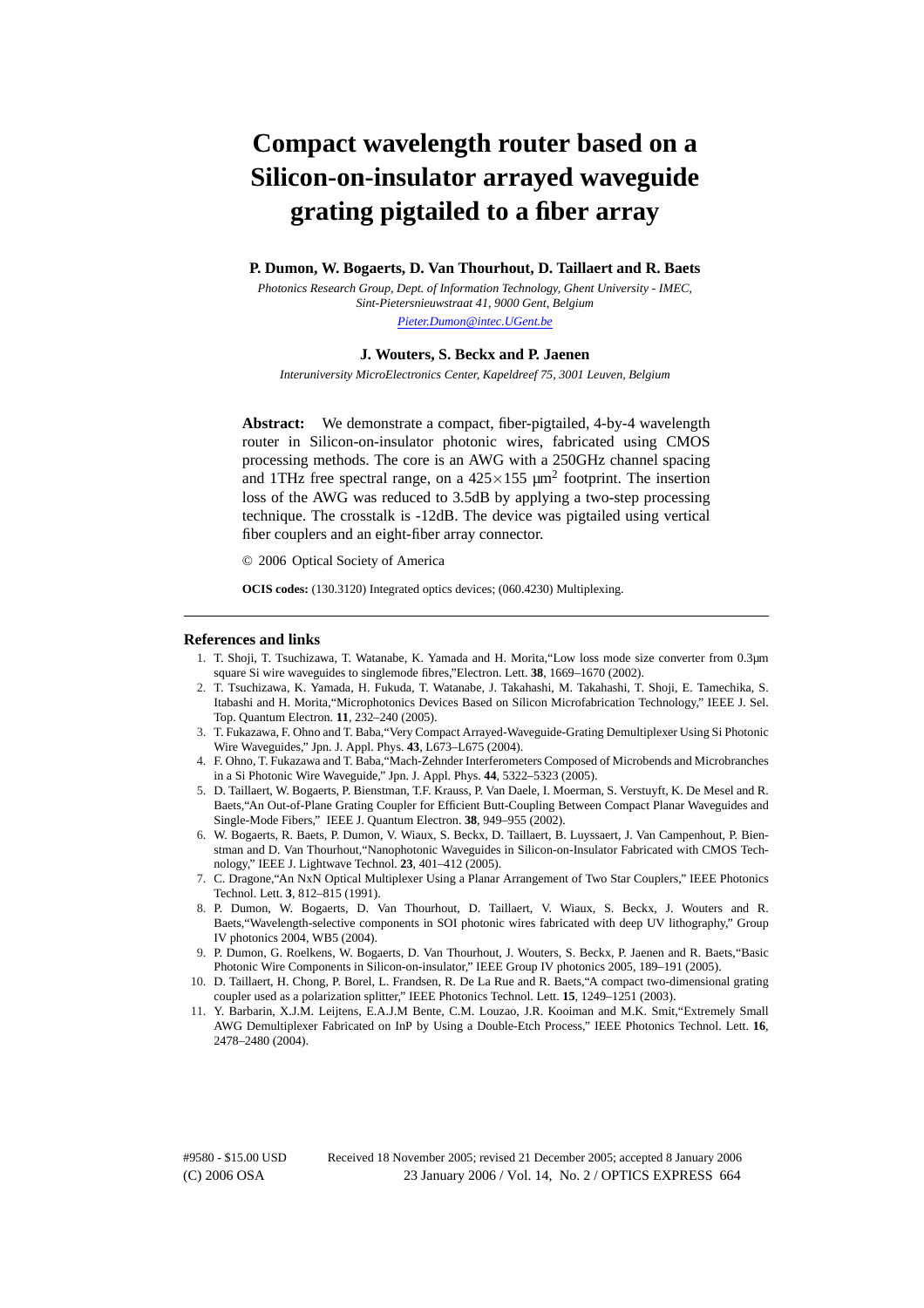# Compact wavelength router based on a Silicon-on-insulator arrayed waveguide grating pigtailed to a fiber array

**P. Dumon, W. Bogaerts, D. Van Thourhout, D. Taillaert and R. Baets**

*Photonics Research Group, Dept. of Information Technology, Ghent University - IMEC, Sint-Pietersnieuwstraat 41, 9000 Gent, Belgium*

*Pieter.Dumon@intec.UGent.be*

**J. Wouters, S. Beckx and P. Jaenen**

*Interuniversity MicroElectronics Center, Kapeldreef 75, 3001 Leuven, Belgium*

**Abstract:** We demonstrate a compact, fiber-pigtailed, 4-by-4 wavelength router in Silicon-on-insulator photonic wires, fabricated using CMOS processing methods. The core is an AWG with a 250GHz channel spacing and 1THz free spectral range, on a $425\times155$ μm$^2$ footprint. The insertion loss of the AWG was reduced to 3.5dB by applying a two-step processing technique. The crosstalk is -12dB. The device was pigtailed using vertical fiber couplers and an eight-fiber array connector.

© 2006 Optical Society of America

**OCIS codes:** (130.3120) Integrated optics devices; (060.4230) Multiplexing.

---

### References and links

1. T. Shoji, T. Tsuchizawa, T. Watanabe, K. Yamada and H. Morita,"Low loss mode size converter from 0.3μm square Si wire waveguides to singlemode fibres,"Electron. Lett. **38**, 1669–1670 (2002).
2. T. Tsuchizawa, K. Yamada, H. Fukuda, T. Watanabe, J. Takahashi, M. Takahashi, T. Shoji, E. Tamechika, S. Itabashi and H. Morita,"Microphotonics Devices Based on Silicon Microfabrication Technology," IEEE J. Sel. Top. Quantum Electron. **11**, 232–240 (2005).
3. T. Fukazawa, F. Ohno and T. Baba,"Very Compact Arrayed-Waveguide-Grating Demultiplexer Using Si Photonic Wire Waveguides," Jpn. J. Appl. Phys. **43**, L673–L675 (2004).
4. F. Ohno, T. Fukazawa and T. Baba,"Mach-Zehnder Interferometers Composed of Microbends and Microbranches in a Si Photonic Wire Waveguide," Jpn. J. Appl. Phys. **44**, 5322–5323 (2005).
5. D. Taillaert, W. Bogaerts, P. Bienstman, T.F. Krauss, P. Van Daele, I. Moerman, S. Verstuyft, K. De Mesel and R. Baets,"An Out-of-Plane Grating Coupler for Efficient Butt-Coupling Between Compact Planar Waveguides and Single-Mode Fibers," IEEE J. Quantum Electron. **38**, 949–955 (2002).
6. W. Bogaerts, R. Baets, P. Dumon, V. Wiaux, S. Beckx, D. Taillaert, B. Luyssaert, J. Van Campenhout, P. Bienstman and D. Van Thourhout,"Nanophotonic Waveguides in Silicon-on-Insulator Fabricated with CMOS Technology," IEEE J. Lightwave Technol. **23**, 401–412 (2005).
7. C. Dragone,"An NxN Optical Multiplexer Using a Planar Arrangement of Two Star Couplers," IEEE Photonics Technol. Lett. **3**, 812–815 (1991).
8. P. Dumon, W. Bogaerts, D. Van Thourhout, D. Taillaert, V. Wiaux, S. Beckx, J. Wouters and R. Baets,"Wavelength-selective components in SOI photonic wires fabricated with deep UV lithography," Group IV photonics 2004, WB5 (2004).
9. P. Dumon, G. Roelkens, W. Bogaerts, D. Van Thourhout, J. Wouters, S. Beckx, P. Jaenen and R. Baets,"Basic Photonic Wire Components in Silicon-on-insulator," IEEE Group IV photonics 2005, 189–191 (2005).
10. D. Taillaert, H. Chong, P. Borel, L. Frandsen, R. De La Rue and R. Baets,"A compact two-dimensional grating coupler used as a polarization splitter," IEEE Photonics Technol. Lett. **15**, 1249–1251 (2003).
11. Y. Barbarin, X.J.M. Leijtens, E.A.J.M Bente, C.M. Louzao, J.R. Kooiman and M.K. Smit,"Extremely Small AWG Demultiplexer Fabricated on InP by Using a Double-Etch Process," IEEE Photonics Technol. Lett. **16**, 2478–2480 (2004).

#9580 - $15.00 USD Received 18 November 2005; revised 21 December 2005; accepted 8 January 2006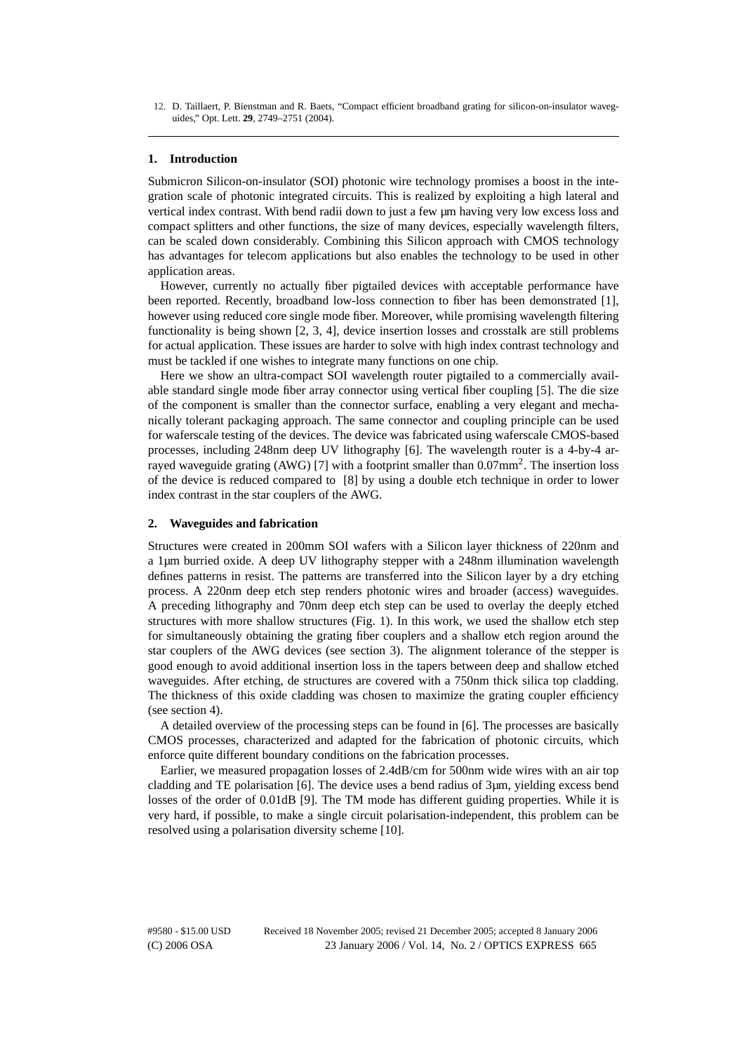12. D. Taillaert, P. Bienstman and R. Baets, "Compact efficient broadband grating for silicon-on-insulator waveguides," Opt. Lett. **29**, 2749–2751 (2004).

## 1. Introduction

Submicron Silicon-on-insulator (SOI) photonic wire technology promises a boost in the integration scale of photonic integrated circuits. This is realized by exploiting a high lateral and vertical index contrast. With bend radii down to just a few µm having very low excess loss and compact splitters and other functions, the size of many devices, especially wavelength filters, can be scaled down considerably. Combining this Silicon approach with CMOS technology has advantages for telecom applications but also enables the technology to be used in other application areas.

However, currently no actually fiber pigtailed devices with acceptable performance have been reported. Recently, broadband low-loss connection to fiber has been demonstrated [1], however using reduced core single mode fiber. Moreover, while promising wavelength filtering functionality is being shown [2, 3, 4], device insertion losses and crosstalk are still problems for actual application. These issues are harder to solve with high index contrast technology and must be tackled if one wishes to integrate many functions on one chip.

Here we show an ultra-compact SOI wavelength router pigtailed to a commercially available standard single mode fiber array connector using vertical fiber coupling [5]. The die size of the component is smaller than the connector surface, enabling a very elegant and mechanically tolerant packaging approach. The same connector and coupling principle can be used for waferscale testing of the devices. The device was fabricated using waferscale CMOS-based processes, including 248nm deep UV lithography [6]. The wavelength router is a 4-by-4 arrayed waveguide grating (AWG) [7] with a footprint smaller than 0.07mm$^2$. The insertion loss of the device is reduced compared to [8] by using a double etch technique in order to lower index contrast in the star couplers of the AWG.

## 2. Waveguides and fabrication

Structures were created in 200mm SOI wafers with a Silicon layer thickness of 220nm and a 1µm burried oxide. A deep UV lithography stepper with a 248nm illumination wavelength defines patterns in resist. The patterns are transferred into the Silicon layer by a dry etching process. A 220nm deep etch step renders photonic wires and broader (access) waveguides. A preceding lithography and 70nm deep etch step can be used to overlay the deeply etched structures with more shallow structures (Fig. 1). In this work, we used the shallow etch step for simultaneously obtaining the grating fiber couplers and a shallow etch region around the star couplers of the AWG devices (see section 3). The alignment tolerance of the stepper is good enough to avoid additional insertion loss in the tapers between deep and shallow etched waveguides. After etching, de structures are covered with a 750nm thick silica top cladding. The thickness of this oxide cladding was chosen to maximize the grating coupler efficiency (see section 4).

A detailed overview of the processing steps can be found in [6]. The processes are basically CMOS processes, characterized and adapted for the fabrication of photonic circuits, which enforce quite different boundary conditions on the fabrication processes.

Earlier, we measured propagation losses of 2.4dB/cm for 500nm wide wires with an air top cladding and TE polarisation [6]. The device uses a bend radius of 3µm, yielding excess bend losses of the order of 0.01dB [9]. The TM mode has different guiding properties. While it is very hard, if possible, to make a single circuit polarisation-independent, this problem can be resolved using a polarisation diversity scheme [10].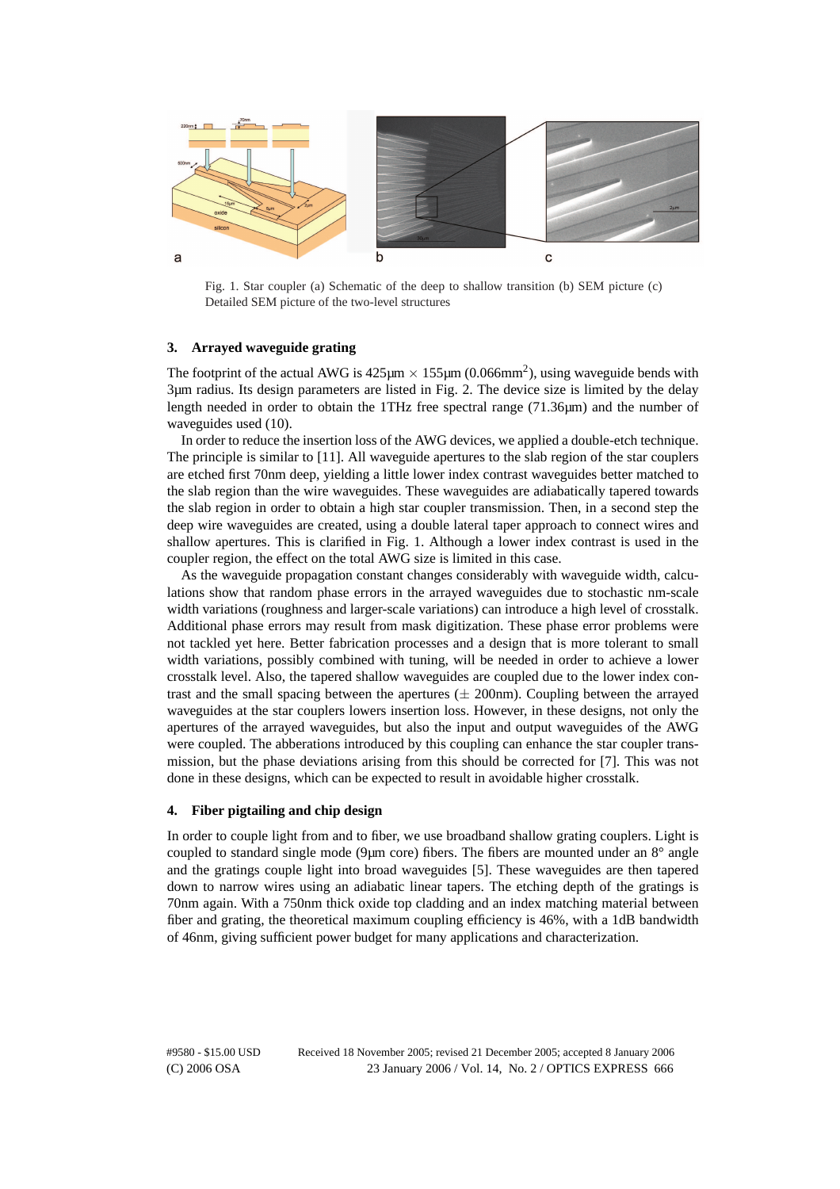Fig. 1. Star coupler (a) Schematic of the deep to shallow transition (b) SEM picture (c) Detailed SEM picture of the two-level structures

### 3. Arrayed waveguide grating

The footprint of the actual AWG is 425μm × 155μm (0.066mm$^2$), using waveguide bends with 3μm radius. Its design parameters are listed in Fig. 2. The device size is limited by the delay length needed in order to obtain the 1THz free spectral range (71.36μm) and the number of waveguides used (10).

In order to reduce the insertion loss of the AWG devices, we applied a double-etch technique. The principle is similar to [11]. All waveguide apertures to the slab region of the star couplers are etched first 70nm deep, yielding a little lower index contrast waveguides better matched to the slab region than the wire waveguides. These waveguides are adiabatically tapered towards the slab region in order to obtain a high star coupler transmission. Then, in a second step the deep wire waveguides are created, using a double lateral taper approach to connect wires and shallow apertures. This is clarified in Fig. 1. Although a lower index contrast is used in the coupler region, the effect on the total AWG size is limited in this case.

As the waveguide propagation constant changes considerably with waveguide width, calculations show that random phase errors in the arrayed waveguides due to stochastic nm-scale width variations (roughness and larger-scale variations) can introduce a high level of crosstalk. Additional phase errors may result from mask digitization. These phase error problems were not tackled yet here. Better fabrication processes and a design that is more tolerant to small width variations, possibly combined with tuning, will be needed in order to achieve a lower crosstalk level. Also, the tapered shallow waveguides are coupled due to the lower index contrast and the small spacing between the apertures (± 200nm). Coupling between the arrayed waveguides at the star couplers lowers insertion loss. However, in these designs, not only the apertures of the arrayed waveguides, but also the input and output waveguides of the AWG were coupled. The abberations introduced by this coupling can enhance the star coupler transmission, but the phase deviations arising from this should be corrected for [7]. This was not done in these designs, which can be expected to result in avoidable higher crosstalk.

### 4. Fiber pigtailing and chip design

In order to couple light from and to fiber, we use broadband shallow grating couplers. Light is coupled to standard single mode (9μm core) fibers. The fibers are mounted under an 8° angle and the gratings couple light into broad waveguides [5]. These waveguides are then tapered down to narrow wires using an adiabatic linear tapers. The etching depth of the gratings is 70nm again. With a 750nm thick oxide top cladding and an index matching material between fiber and grating, the theoretical maximum coupling efficiency is 46%, with a 1dB bandwidth of 46nm, giving sufficient power budget for many applications and characterization.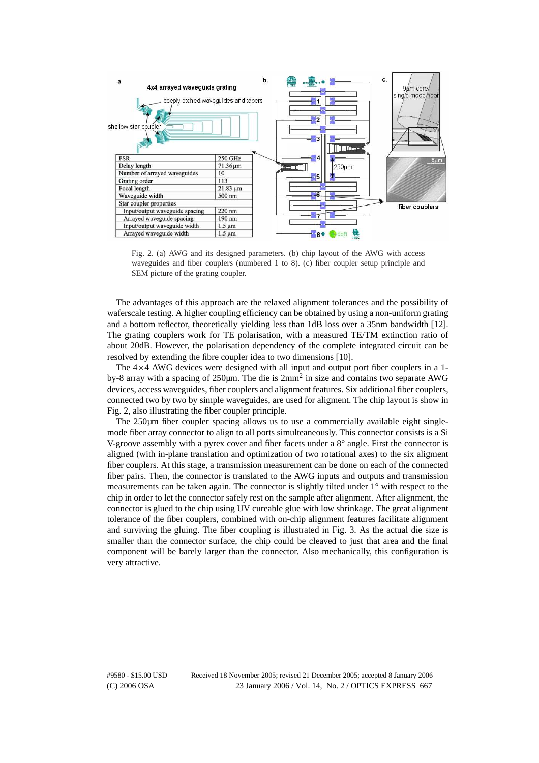| FSR | 250 GHz |
| --- | --- |
| Delay length | 71.36 µm |
| Number of arrayed waveguides | 10 |
| Grating order | 113 |
| Focal length | 21.83 µm |
| Waveguide width | 500 nm |
| Star coupler properties | |
| Input/output waveguide spacing | 220 nm |
| Arrayed waveguide spacing | 190 nm |
| Input/output waveguide width | 1.5 µm |
| Arrayed waveguide width | 1.5 µm |

Fig. 2. (a) AWG and its designed parameters. (b) chip layout of the AWG with access waveguides and fiber couplers (numbered 1 to 8). (c) fiber coupler setup principle and SEM picture of the grating coupler.

The advantages of this approach are the relaxed alignment tolerances and the possibility of waferscale testing. A higher coupling efficiency can be obtained by using a non-uniform grating and a bottom reflector, theoretically yielding less than 1dB loss over a 35nm bandwidth [12]. The grating couplers work for TE polarisation, with a measured TE/TM extinction ratio of about 20dB. However, the polarisation dependency of the complete integrated circuit can be resolved by extending the fibre coupler idea to two dimensions [10].

The 4×4 AWG devices were designed with all input and output port fiber couplers in a 1-by-8 array with a spacing of 250µm. The die is 2mm$^2$ in size and contains two separate AWG devices, access waveguides, fiber couplers and alignment features. Six additional fiber couplers, connected two by two by simple waveguides, are used for aligment. The chip layout is show in Fig. 2, also illustrating the fiber coupler principle.

The 250µm fiber coupler spacing allows us to use a commercially available eight single-mode fiber array connector to align to all ports simulteaneously. This connector consists is a Si V-groove assembly with a pyrex cover and fiber facets under a 8° angle. First the connector is aligned (with in-plane translation and optimization of two rotational axes) to the six aligment fiber couplers. At this stage, a transmission measurement can be done on each of the connected fiber pairs. Then, the connector is translated to the AWG inputs and outputs and transmission measurements can be taken again. The connector is slightly tilted under 1° with respect to the chip in order to let the connector safely rest on the sample after alignment. After alignment, the connector is glued to the chip using UV cureable glue with low shrinkage. The great alignment tolerance of the fiber couplers, combined with on-chip alignment features facilitate alignment and surviving the gluing. The fiber coupling is illustrated in Fig. 3. As the actual die size is smaller than the connector surface, the chip could be cleaved to just that area and the final component will be barely larger than the connector. Also mechanically, this configuration is very attractive.

#9580 - $15.00 USD Received 18 November 2005; revised 21 December 2005; accepted 8 January 2006
(C) 2006 OSA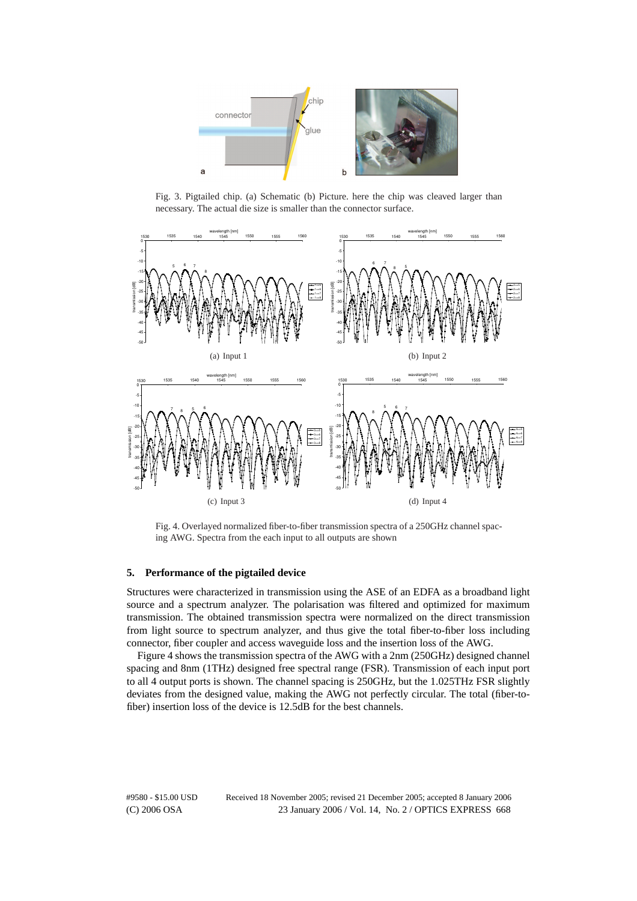Fig. 3. Pigtailed chip. (a) Schematic (b) Picture. here the chip was cleaved larger than necessary. The actual die size is smaller than the connector surface.

(a) Input 1

(b) Input 2

(c) Input 3

(d) Input 4

Fig. 4. Overlayed normalized fiber-to-fiber transmission spectra of a 250GHz channel spacing AWG. Spectra from the each input to all outputs are shown

## 5. Performance of the pigtailed device

Structures were characterized in transmission using the ASE of an EDFA as a broadband light source and a spectrum analyzer. The polarisation was filtered and optimized for maximum transmission. The obtained transmission spectra were normalized on the direct transmission from light source to spectrum analyzer, and thus give the total fiber-to-fiber loss including connector, fiber coupler and access waveguide loss and the insertion loss of the AWG.

Figure 4 shows the transmission spectra of the AWG with a 2nm (250GHz) designed channel spacing and 8nm (1THz) designed free spectral range (FSR). Transmission of each input port to all 4 output ports is shown. The channel spacing is 250GHz, but the 1.025THz FSR slightly deviates from the designed value, making the AWG not perfectly circular. The total (fiber-to-fiber) insertion loss of the device is 12.5dB for the best channels.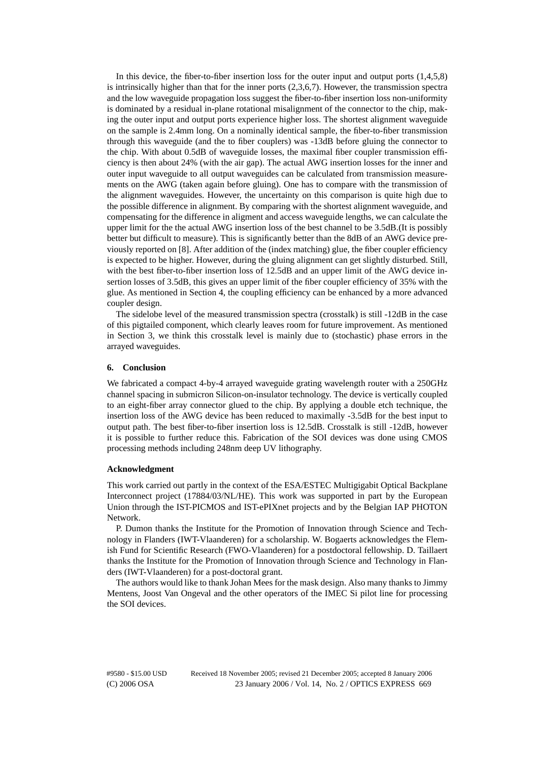In this device, the fiber-to-fiber insertion loss for the outer input and output ports (1,4,5,8) is intrinsically higher than that for the inner ports (2,3,6,7). However, the transmission spectra and the low waveguide propagation loss suggest the fiber-to-fiber insertion loss non-uniformity is dominated by a residual in-plane rotational misalignment of the connector to the chip, making the outer input and output ports experience higher loss. The shortest alignment waveguide on the sample is 2.4mm long. On a nominally identical sample, the fiber-to-fiber transmission through this waveguide (and the to fiber couplers) was -13dB before gluing the connector to the chip. With about 0.5dB of waveguide losses, the maximal fiber coupler transmission efficiency is then about 24% (with the air gap). The actual AWG insertion losses for the inner and outer input waveguide to all output waveguides can be calculated from transmission measurements on the AWG (taken again before gluing). One has to compare with the transmission of the alignment waveguides. However, the uncertainty on this comparison is quite high due to the possible difference in alignment. By comparing with the shortest alignment waveguide, and compensating for the difference in aligment and access waveguide lengths, we can calculate the upper limit for the the actual AWG insertion loss of the best channel to be 3.5dB.(It is possibly better but difficult to measure). This is significantly better than the 8dB of an AWG device previously reported on [8]. After addition of the (index matching) glue, the fiber coupler efficiency is expected to be higher. However, during the gluing alignment can get slightly disturbed. Still, with the best fiber-to-fiber insertion loss of 12.5dB and an upper limit of the AWG device insertion losses of 3.5dB, this gives an upper limit of the fiber coupler efficiency of 35% with the glue. As mentioned in Section 4, the coupling efficiency can be enhanced by a more advanced coupler design.

The sidelobe level of the measured transmission spectra (crosstalk) is still -12dB in the case of this pigtailed component, which clearly leaves room for future improvement. As mentioned in Section 3, we think this crosstalk level is mainly due to (stochastic) phase errors in the arrayed waveguides.

## 6. Conclusion

We fabricated a compact 4-by-4 arrayed waveguide grating wavelength router with a 250GHz channel spacing in submicron Silicon-on-insulator technology. The device is vertically coupled to an eight-fiber array connector glued to the chip. By applying a double etch technique, the insertion loss of the AWG device has been reduced to maximally -3.5dB for the best input to output path. The best fiber-to-fiber insertion loss is 12.5dB. Crosstalk is still -12dB, however it is possible to further reduce this. Fabrication of the SOI devices was done using CMOS processing methods including 248nm deep UV lithography.

## Acknowledgment

This work carried out partly in the context of the ESA/ESTEC Multigigabit Optical Backplane Interconnect project (17884/03/NL/HE). This work was supported in part by the European Union through the IST-PICMOS and IST-ePIXnet projects and by the Belgian IAP PHOTON Network.

P. Dumon thanks the Institute for the Promotion of Innovation through Science and Technology in Flanders (IWT-Vlaanderen) for a scholarship. W. Bogaerts acknowledges the Flemish Fund for Scientific Research (FWO-Vlaanderen) for a postdoctoral fellowship. D. Taillaert thanks the Institute for the Promotion of Innovation through Science and Technology in Flanders (IWT-Vlaanderen) for a post-doctoral grant.

The authors would like to thank Johan Mees for the mask design. Also many thanks to Jimmy Mentens, Joost Van Ongeval and the other operators of the IMEC Si pilot line for processing the SOI devices.

#9580 - $15.00 USD Received 18 November 2005; revised 21 December 2005; accepted 8 January 2006
(C) 2006 OSA